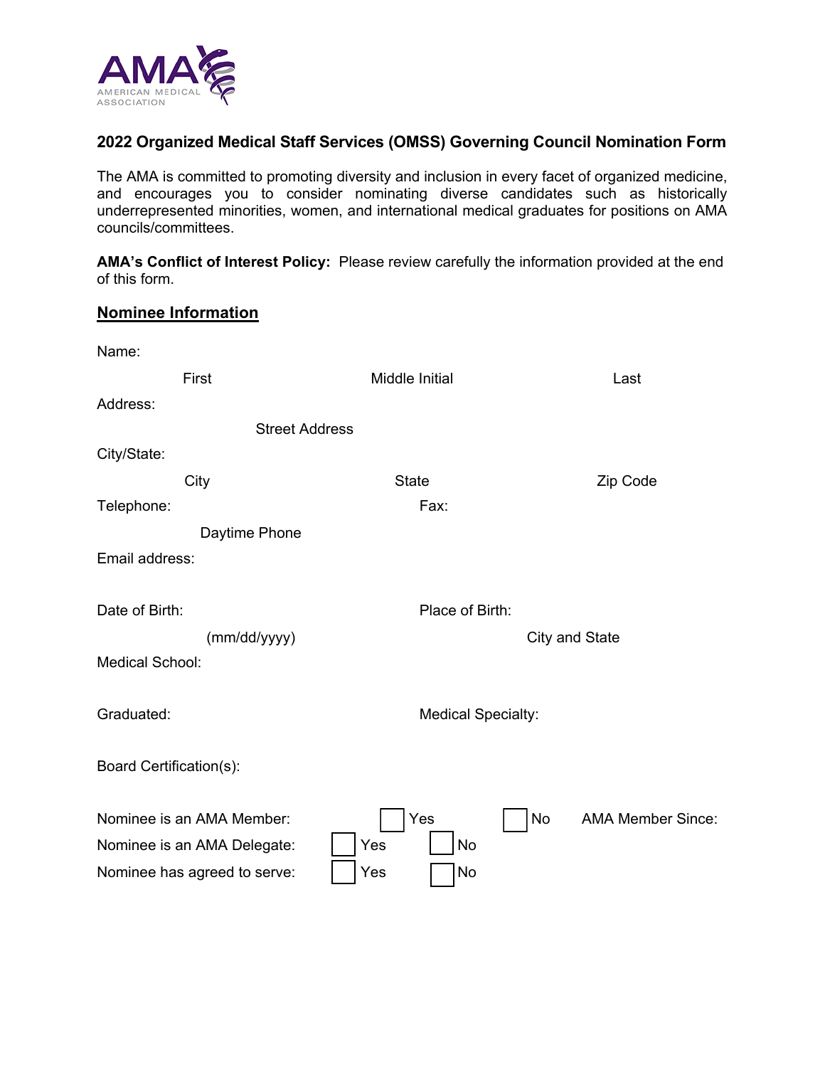AMA
AMERICAN MEDICAL ASSOCIATION

**2022 Organized Medical Staff Services (OMSS) Governing Council Nomination Form**

The AMA is committed to promoting diversity and inclusion in every facet of organized medicine, and encourages you to consider nominating diverse candidates such as historically underrepresented minorities, women, and international medical graduates for positions on AMA councils/committees.

**AMA's Conflict of Interest Policy:** Please review carefully the information provided at the end of this form.

## Nominee Information

Name:

First Middle Initial Last

Address:

Street Address

City/State:

City State Zip Code

Telephone: Fax:

Daytime Phone

Email address:

Date of Birth: Place of Birth:

(mm/dd/yyyy) City and State

Medical School:

Graduated: Medical Specialty:

Board Certification(s):

Nominee is an AMA Member: ☐ Yes ☐ No AMA Member Since:

Nominee is an AMA Delegate: ☐ Yes ☐ No

Nominee has agreed to serve: ☐ Yes ☐ No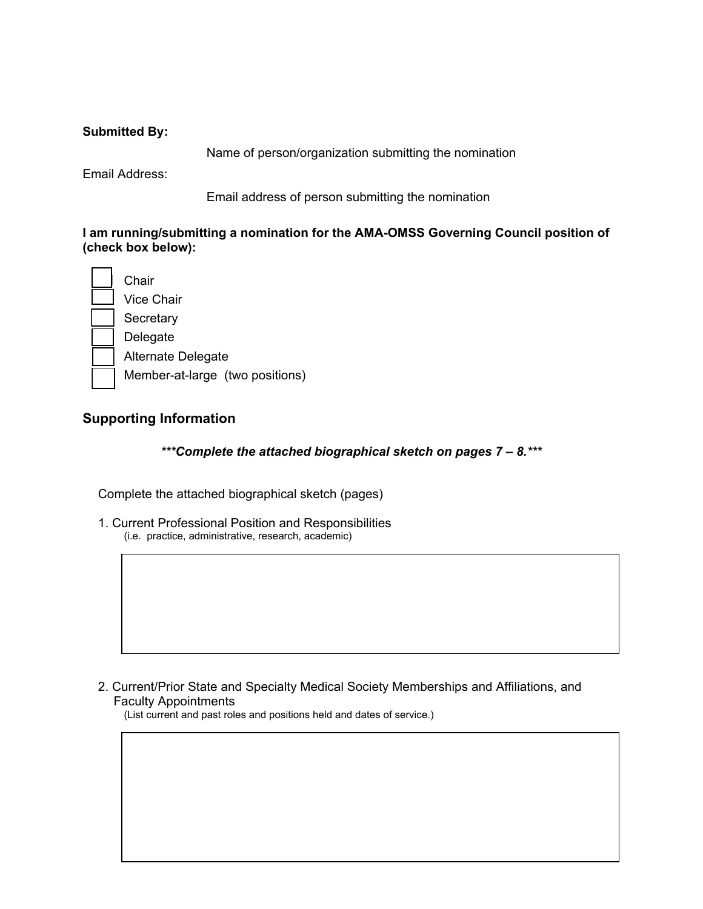**Submitted By:**

Name of person/organization submitting the nomination

Email Address:

Email address of person submitting the nomination

**I am running/submitting a nomination for the AMA-OMSS Governing Council position of (check box below):**

- ☐ Chair
- ☐ Vice Chair
- ☐ Secretary
- ☐ Delegate
- ☐ Alternate Delegate
- ☐ Member-at-large (two positions)

## Supporting Information

***\*\*\*Complete the attached biographical sketch on pages 7 – 8.\*\*\****

Complete the attached biographical sketch (pages)

1. Current Professional Position and Responsibilities
   (i.e. practice, administrative, research, academic)

2. Current/Prior State and Specialty Medical Society Memberships and Affiliations, and Faculty Appointments
   (List current and past roles and positions held and dates of service.)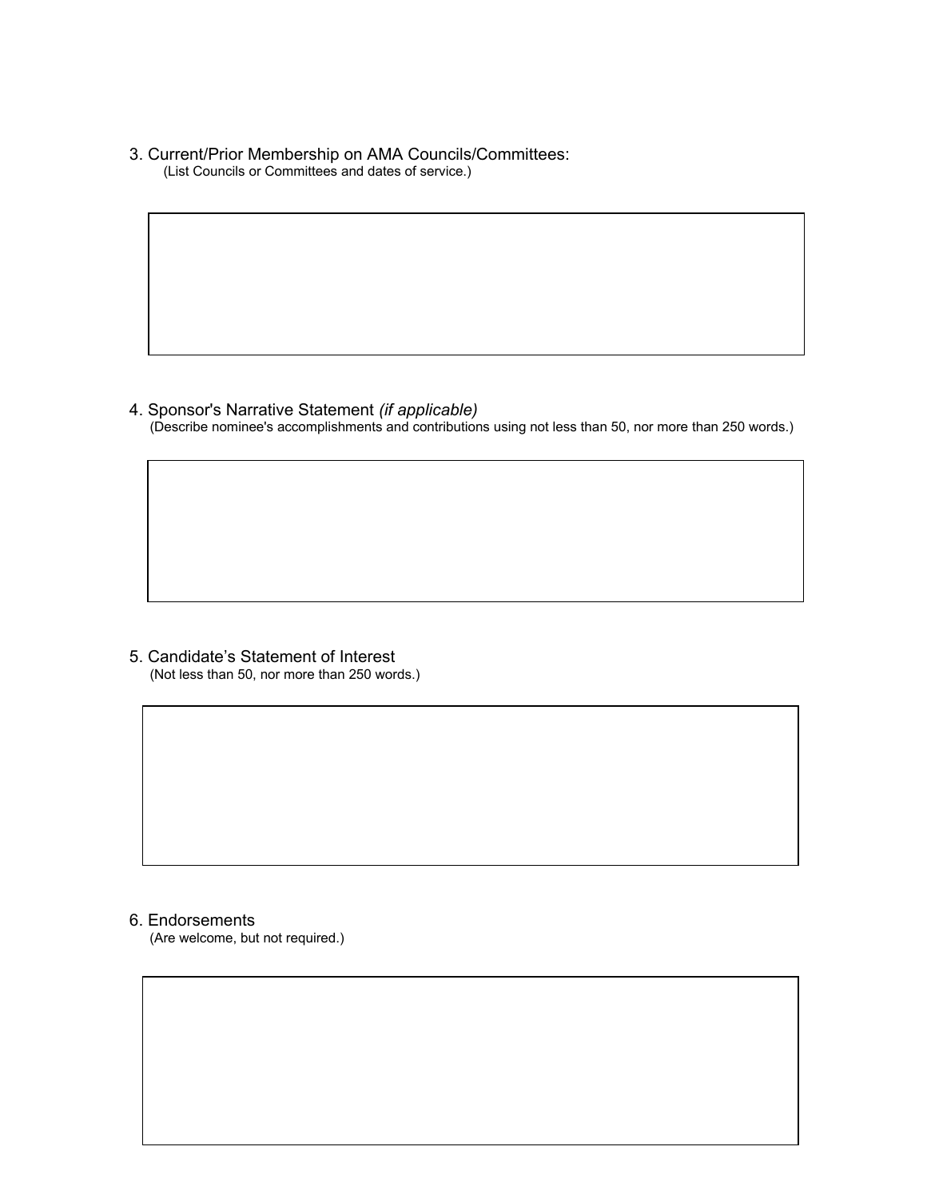3. Current/Prior Membership on AMA Councils/Committees:
   (List Councils or Committees and dates of service.)

4. Sponsor's Narrative Statement *(if applicable)*
   (Describe nominee's accomplishments and contributions using not less than 50, nor more than 250 words.)

5. Candidate's Statement of Interest
   (Not less than 50, nor more than 250 words.)

6. Endorsements
   (Are welcome, but not required.)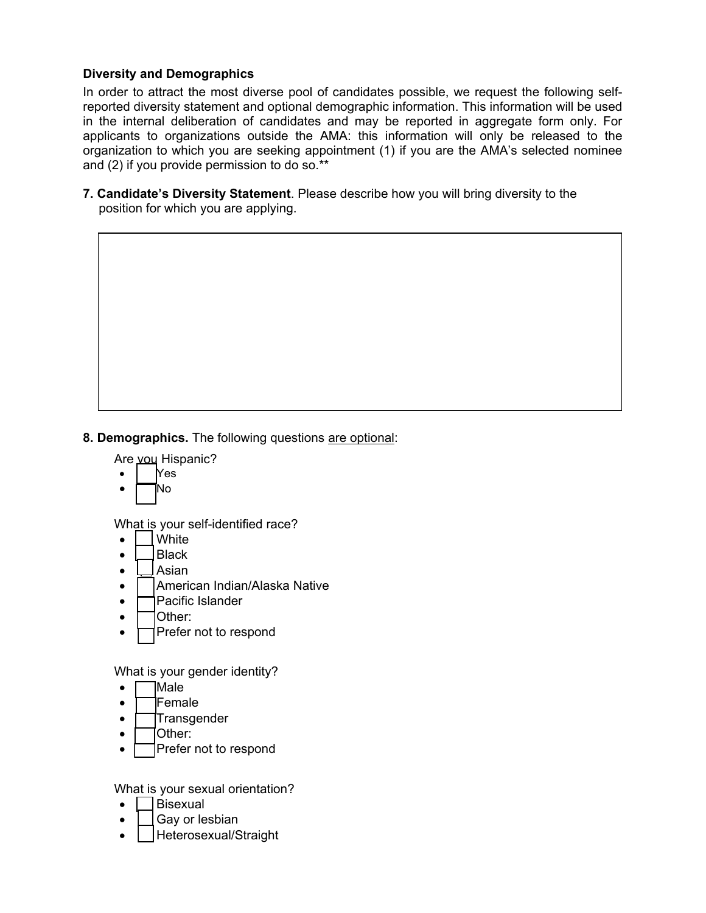**Diversity and Demographics**

In order to attract the most diverse pool of candidates possible, we request the following self-reported diversity statement and optional demographic information. This information will be used in the internal deliberation of candidates and may be reported in aggregate form only. For applicants to organizations outside the AMA: this information will only be released to the organization to which you are seeking appointment (1) if you are the AMA's selected nominee and (2) if you provide permission to do so.**

**7. Candidate's Diversity Statement**. Please describe how you will bring diversity to the position for which you are applying.

| |
|---|
| |

**8. Demographics.** The following questions <u>are optional</u>:

Are you Hispanic?

- ☐ Yes
- ☐ No

What is your self-identified race?

- ☐ White
- ☐ Black
- ☐ Asian
- ☐ American Indian/Alaska Native
- ☐ Pacific Islander
- ☐ Other:
- ☐ Prefer not to respond

What is your gender identity?

- ☐ Male
- ☐ Female
- ☐ Transgender
- ☐ Other:
- ☐ Prefer not to respond

What is your sexual orientation?

- ☐ Bisexual
- ☐ Gay or lesbian
- ☐ Heterosexual/Straight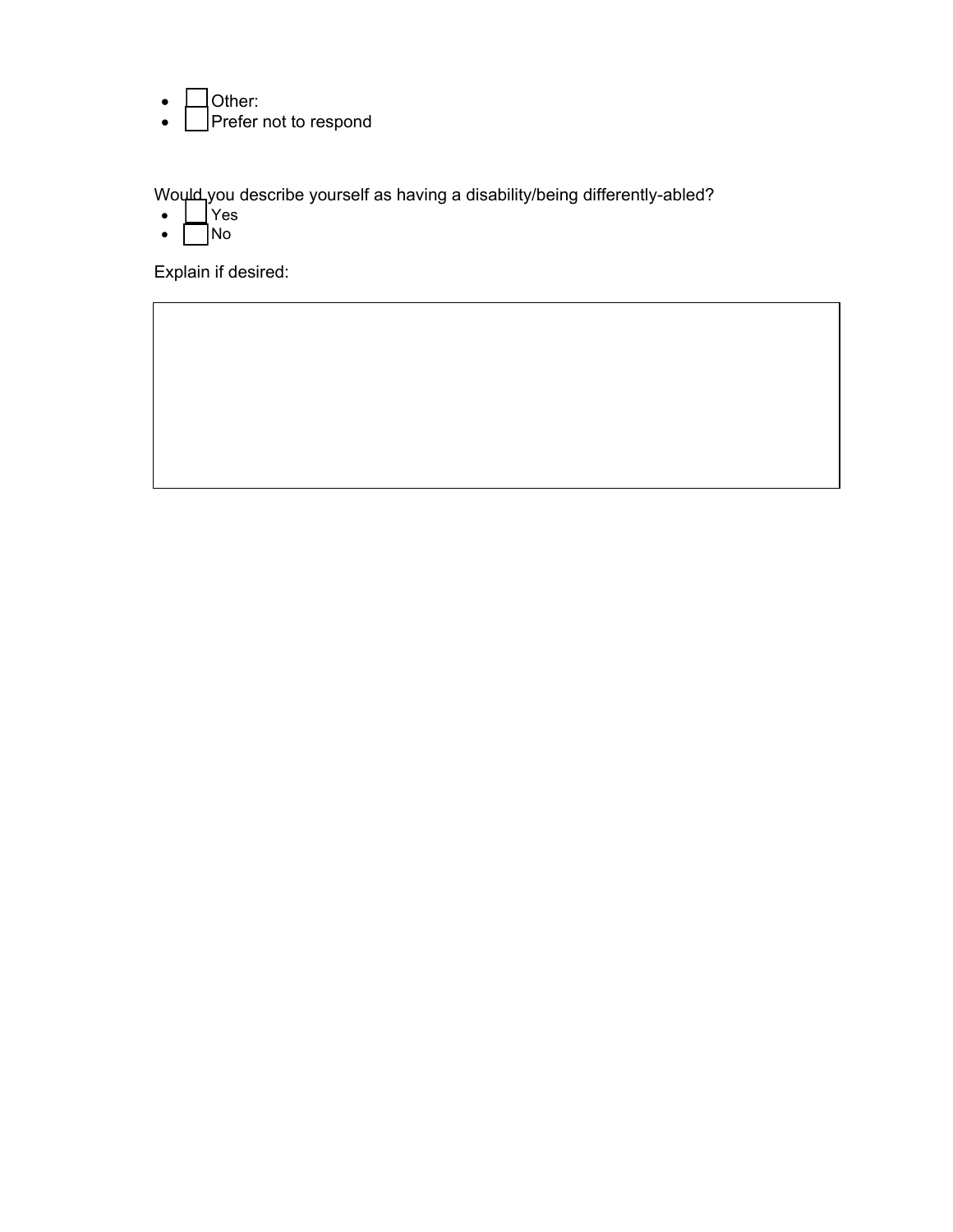- ☐ Other:
- ☐ Prefer not to respond

Would you describe yourself as having a disability/being differently-abled?

- ☐ Yes
- ☐ No

Explain if desired:

|  |
|---|
|  |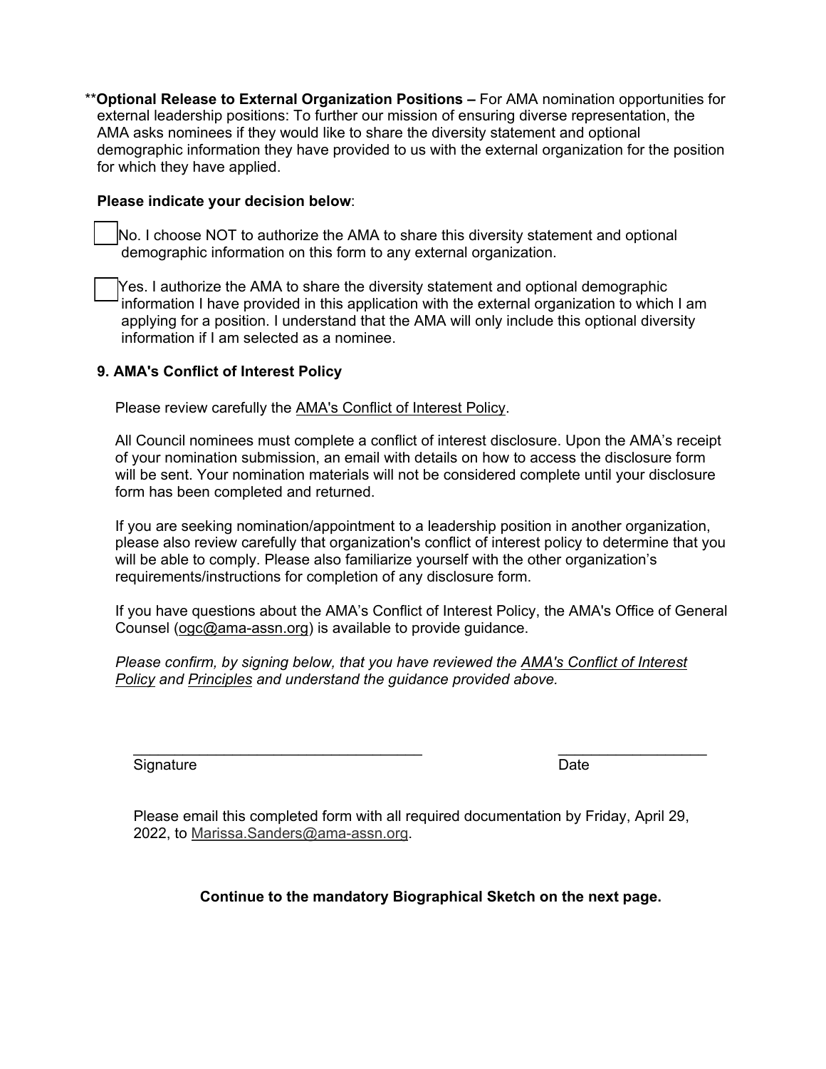**Optional Release to External Organization Positions –** For AMA nomination opportunities for external leadership positions: To further our mission of ensuring diverse representation, the AMA asks nominees if they would like to share the diversity statement and optional demographic information they have provided to us with the external organization for the position for which they have applied.

**Please indicate your decision below**:

☐ No. I choose NOT to authorize the AMA to share this diversity statement and optional demographic information on this form to any external organization.

☐ Yes. I authorize the AMA to share the diversity statement and optional demographic information I have provided in this application with the external organization to which I am applying for a position. I understand that the AMA will only include this optional diversity information if I am selected as a nominee.

**9. AMA's Conflict of Interest Policy**

Please review carefully the AMA's Conflict of Interest Policy.

All Council nominees must complete a conflict of interest disclosure. Upon the AMA's receipt of your nomination submission, an email with details on how to access the disclosure form will be sent. Your nomination materials will not be considered complete until your disclosure form has been completed and returned.

If you are seeking nomination/appointment to a leadership position in another organization, please also review carefully that organization's conflict of interest policy to determine that you will be able to comply. Please also familiarize yourself with the other organization's requirements/instructions for completion of any disclosure form.

If you have questions about the AMA's Conflict of Interest Policy, the AMA's Office of General Counsel (ogc@ama-assn.org) is available to provide guidance.

*Please confirm, by signing below, that you have reviewed the AMA's Conflict of Interest Policy and Principles and understand the guidance provided above.*

\_\_\_\_\_\_\_\_\_\_\_\_\_\_\_\_\_\_\_\_\_\_\_\_\_\_\_\_\_\_\_\_\_\_\_\_ \_\_\_\_\_\_\_\_\_\_\_\_\_\_\_\_\_\_\_
Signature Date

Please email this completed form with all required documentation by Friday, April 29, 2022, to Marissa.Sanders@ama-assn.org.

**Continue to the mandatory Biographical Sketch on the next page.**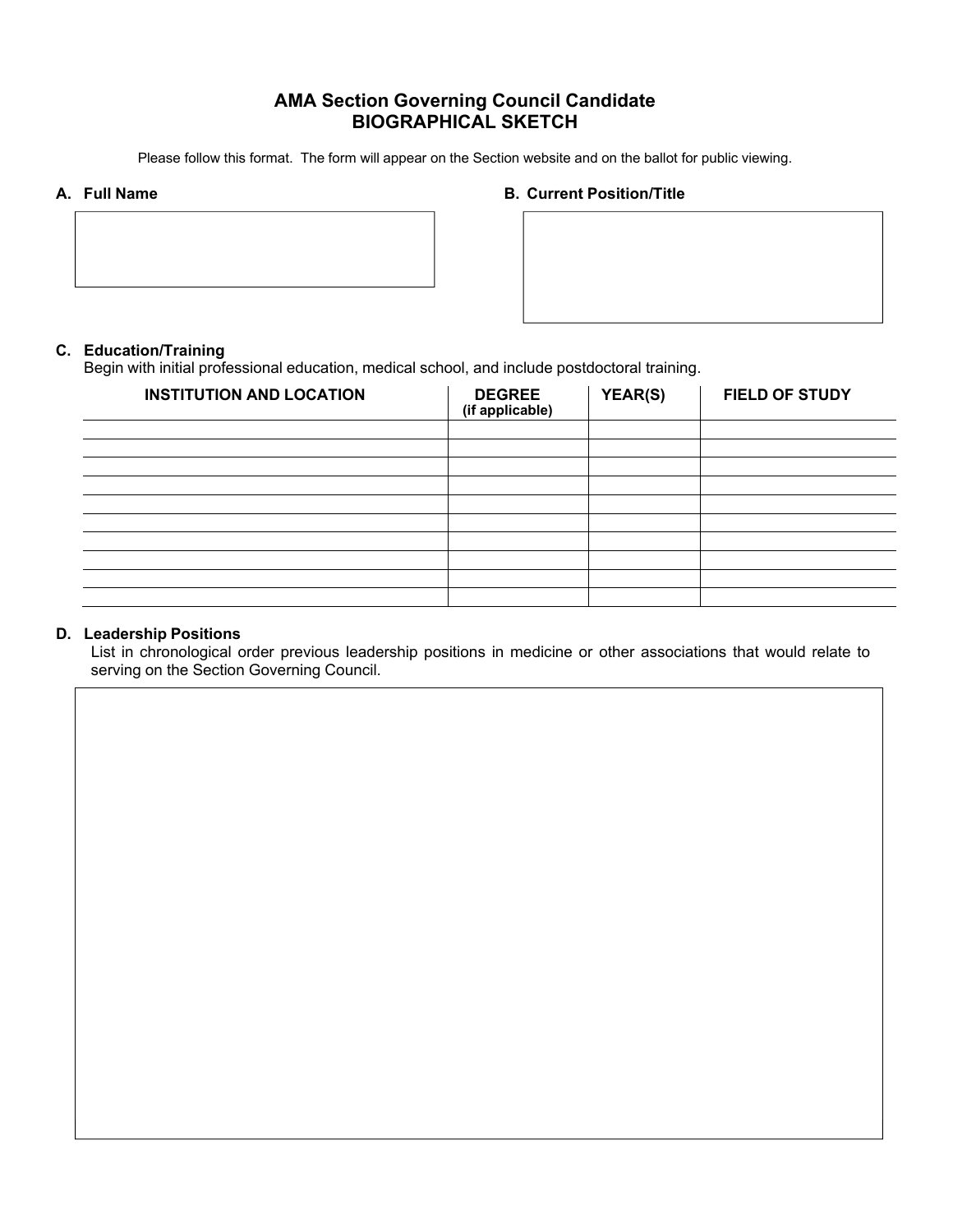# AMA Section Governing Council Candidate
## BIOGRAPHICAL SKETCH

Please follow this format. The form will appear on the Section website and on the ballot for public viewing.

**A. Full Name**

**B. Current Position/Title**

**C. Education/Training**

Begin with initial professional education, medical school, and include postdoctoral training.

| INSTITUTION AND LOCATION | DEGREE (if applicable) | YEAR(S) | FIELD OF STUDY |
|---|---|---|---|
| | | | |
| | | | |
| | | | |
| | | | |
| | | | |
| | | | |
| | | | |
| | | | |
| | | | |
| | | | |

**D. Leadership Positions**

List in chronological order previous leadership positions in medicine or other associations that would relate to serving on the Section Governing Council.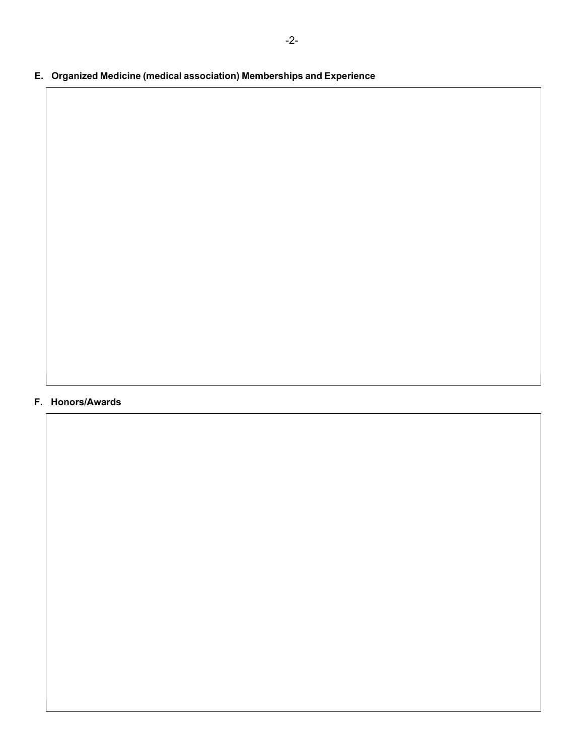**E. Organized Medicine (medical association) Memberships and Experience**

**F. Honors/Awards**